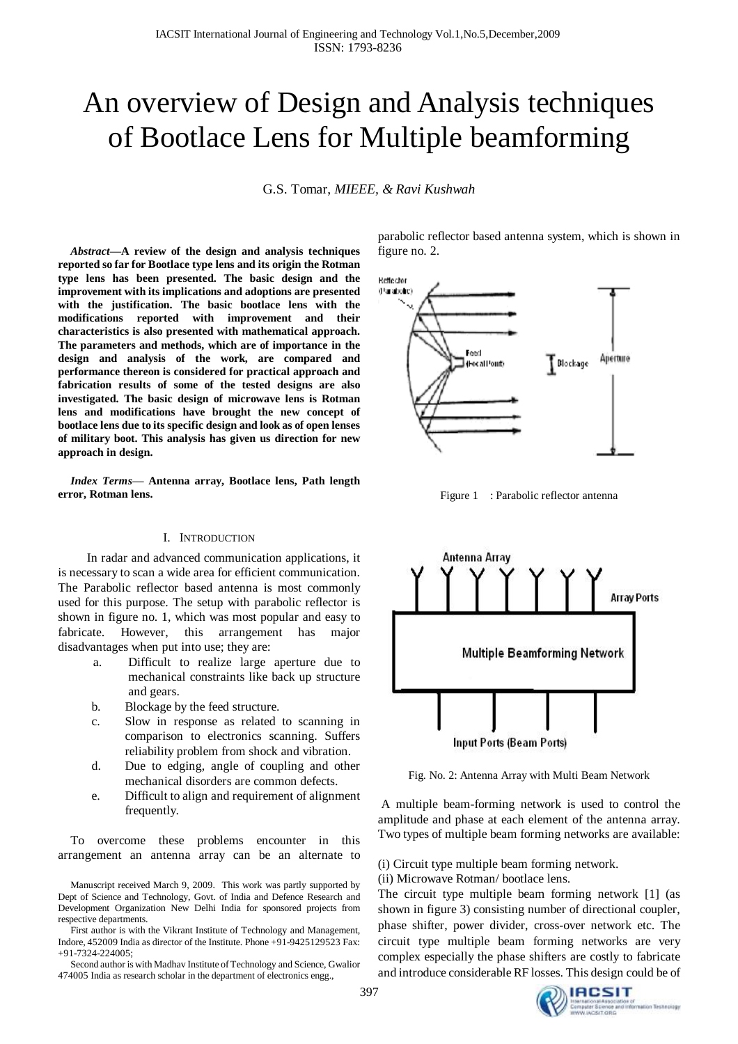# An overview of Design and Analysis techniques of Bootlace Lens for Multiple beamforming

G.S. Tomar, *MIEEE, & Ravi Kushwah*

***Abstract*—A review of the design and analysis techniques reported so far for Bootlace type lens and its origin the Rotman type lens has been presented. The basic design and the improvement with its implications and adoptions are presented with the justification. The basic bootlace lens with the modifications reported with improvement and their characteristics is also presented with mathematical approach. The parameters and methods, which are of importance in the design and analysis of the work, are compared and performance thereon is considered for practical approach and fabrication results of some of the tested designs are also investigated. The basic design of microwave lens is Rotman lens and modifications have brought the new concept of bootlace lens due to its specific design and look as of open lenses of military boot. This analysis has given us direction for new approach in design.**

***Index Terms*— Antenna array, Bootlace lens, Path length error, Rotman lens.**

## I. Introduction

In radar and advanced communication applications, it is necessary to scan a wide area for efficient communication. The Parabolic reflector based antenna is most commonly used for this purpose. The setup with parabolic reflector is shown in figure no. 1, which was most popular and easy to fabricate. However, this arrangement has major disadvantages when put into use; they are:

a. Difficult to realize large aperture due to mechanical constraints like back up structure and gears.
b. Blockage by the feed structure.
c. Slow in response as related to scanning in comparison to electronics scanning. Suffers reliability problem from shock and vibration.
d. Due to edging, angle of coupling and other mechanical disorders are common defects.
e. Difficult to align and requirement of alignment frequently.

To overcome these problems encounter in this arrangement an antenna array can be an alternate to parabolic reflector based antenna system, which is shown in figure no. 2.

Figure 1 : Parabolic reflector antenna

Fig. No. 2: Antenna Array with Multi Beam Network

A multiple beam-forming network is used to control the amplitude and phase at each element of the antenna array. Two types of multiple beam forming networks are available:

(i) Circuit type multiple beam forming network.
(ii) Microwave Rotman/ bootlace lens.

The circuit type multiple beam forming network [1] (as shown in figure 3) consisting number of directional coupler, phase shifter, power divider, cross-over network etc. The circuit type multiple beam forming networks are very complex especially the phase shifters are costly to fabricate and introduce considerable RF losses. This design could be of

Manuscript received March 9, 2009. This work was partly supported by Dept of Science and Technology, Govt. of India and Defence Research and Development Organization New Delhi India for sponsored projects from respective departments.

First author is with the Vikrant Institute of Technology and Management, Indore, 452009 India as director of the Institute. Phone +91-9425129523 Fax: +91-7324-224005;

Second author is with Madhav Institute of Technology and Science, Gwalior 474005 India as research scholar in the department of electronics engg.,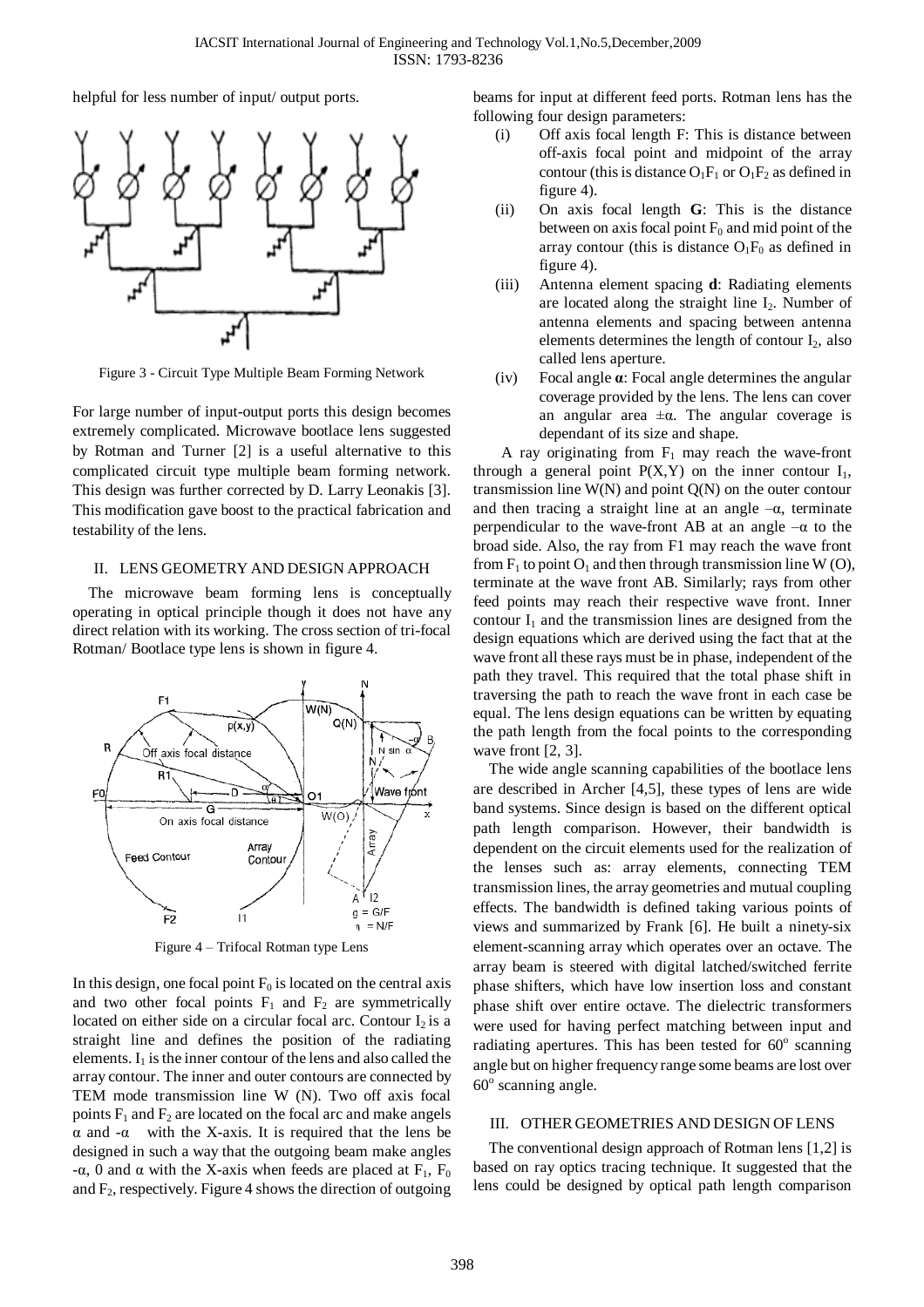helpful for less number of input/ output ports.

Figure 3 - Circuit Type Multiple Beam Forming Network

For large number of input-output ports this design becomes extremely complicated. Microwave bootlace lens suggested by Rotman and Turner [2] is a useful alternative to this complicated circuit type multiple beam forming network. This design was further corrected by D. Larry Leonakis [3]. This modification gave boost to the practical fabrication and testability of the lens.

## II. LENS GEOMETRY AND DESIGN APPROACH

The microwave beam forming lens is conceptually operating in optical principle though it does not have any direct relation with its working. The cross section of tri-focal Rotman/ Bootlace type lens is shown in figure 4.

Figure 4 – Trifocal Rotman type Lens

In this design, one focal point $F_0$ is located on the central axis and two other focal points $F_1$ and $F_2$ are symmetrically located on either side on a circular focal arc. Contour $I_2$ is a straight line and defines the position of the radiating elements. $I_1$ is the inner contour of the lens and also called the array contour. The inner and outer contours are connected by TEM mode transmission line W (N). Two off axis focal points $F_1$ and $F_2$ are located on the focal arc and make angels $\alpha$ and $-\alpha$ with the X-axis. It is required that the lens be designed in such a way that the outgoing beam make angles $-\alpha$, 0 and $\alpha$ with the X-axis when feeds are placed at $F_1$, $F_0$ and $F_2$, respectively. Figure 4 shows the direction of outgoing beams for input at different feed ports. Rotman lens has the following four design parameters:

(i) Off axis focal length F: This is distance between off-axis focal point and midpoint of the array contour (this is distance $O_1F_1$ or $O_1F_2$ as defined in figure 4).

(ii) On axis focal length **G**: This is the distance between on axis focal point $F_0$ and mid point of the array contour (this is distance $O_1F_0$ as defined in figure 4).

(iii) Antenna element spacing **d**: Radiating elements are located along the straight line $I_2$. Number of antenna elements and spacing between antenna elements determines the length of contour $I_2$, also called lens aperture.

(iv) Focal angle **α**: Focal angle determines the angular coverage provided by the lens. The lens can cover an angular area $\pm\alpha$. The angular coverage is dependant of its size and shape.

A ray originating from $F_1$ may reach the wave-front through a general point $P(X,Y)$ on the inner contour $I_1$, transmission line W(N) and point Q(N) on the outer contour and then tracing a straight line at an angle $-\alpha$, terminate perpendicular to the wave-front AB at an angle $-\alpha$ to the broad side. Also, the ray from F1 may reach the wave front from $F_1$ to point $O_1$ and then through transmission line W (O), terminate at the wave front AB. Similarly; rays from other feed points may reach their respective wave front. Inner contour $I_1$ and the transmission lines are designed from the design equations which are derived using the fact that at the wave front all these rays must be in phase, independent of the path they travel. This required that the total phase shift in traversing the path to reach the wave front in each case be equal. The lens design equations can be written by equating the path length from the focal points to the corresponding wave front [2, 3].

The wide angle scanning capabilities of the bootlace lens are described in Archer [4,5], these types of lens are wide band systems. Since design is based on the different optical path length comparison. However, their bandwidth is dependent on the circuit elements used for the realization of the lenses such as: array elements, connecting TEM transmission lines, the array geometries and mutual coupling effects. The bandwidth is defined taking various points of views and summarized by Frank [6]. He built a ninety-six element-scanning array which operates over an octave. The array beam is steered with digital latched/switched ferrite phase shifters, which have low insertion loss and constant phase shift over entire octave. The dielectric transformers were used for having perfect matching between input and radiating apertures. This has been tested for $60^{o}$ scanning angle but on higher frequency range some beams are lost over $60^{o}$ scanning angle.

## III. OTHER GEOMETRIES AND DESIGN OF LENS

The conventional design approach of Rotman lens [1,2] is based on ray optics tracing technique. It suggested that the lens could be designed by optical path length comparison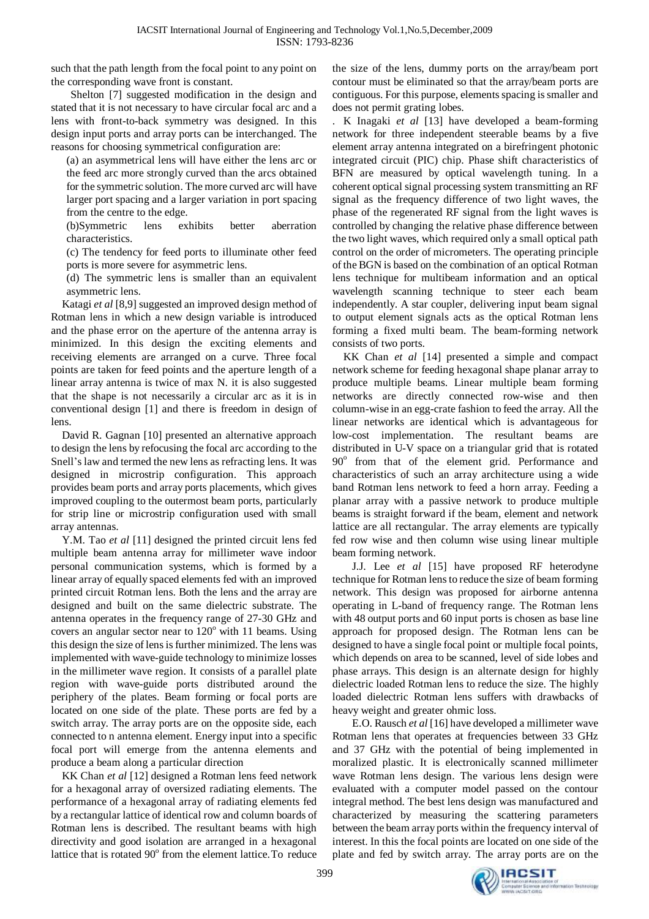such that the path length from the focal point to any point on the corresponding wave front is constant.

Shelton [7] suggested modification in the design and stated that it is not necessary to have circular focal arc and a lens with front-to-back symmetry was designed. In this design input ports and array ports can be interchanged. The reasons for choosing symmetrical configuration are:

(a) an asymmetrical lens will have either the lens arc or the feed arc more strongly curved than the arcs obtained for the symmetric solution. The more curved arc will have larger port spacing and a larger variation in port spacing from the centre to the edge.

(b)Symmetric lens exhibits better aberration characteristics.

(c) The tendency for feed ports to illuminate other feed ports is more severe for asymmetric lens.

(d) The symmetric lens is smaller than an equivalent asymmetric lens.

Katagi *et al* [8,9] suggested an improved design method of Rotman lens in which a new design variable is introduced and the phase error on the aperture of the antenna array is minimized. In this design the exciting elements and receiving elements are arranged on a curve. Three focal points are taken for feed points and the aperture length of a linear array antenna is twice of max N. it is also suggested that the shape is not necessarily a circular arc as it is in conventional design [1] and there is freedom in design of lens.

David R. Gagnan [10] presented an alternative approach to design the lens by refocusing the focal arc according to the Snell's law and termed the new lens as refracting lens. It was designed in microstrip configuration. This approach provides beam ports and array ports placements, which gives improved coupling to the outermost beam ports, particularly for strip line or microstrip configuration used with small array antennas.

Y.M. Tao *et al* [11] designed the printed circuit lens fed multiple beam antenna array for millimeter wave indoor personal communication systems, which is formed by a linear array of equally spaced elements fed with an improved printed circuit Rotman lens. Both the lens and the array are designed and built on the same dielectric substrate. The antenna operates in the frequency range of 27-30 GHz and covers an angular sector near to $120^{o}$ with 11 beams. Using this design the size of lens is further minimized. The lens was implemented with wave-guide technology to minimize losses in the millimeter wave region. It consists of a parallel plate region with wave-guide ports distributed around the periphery of the plates. Beam forming or focal ports are located on one side of the plate. These ports are fed by a switch array. The array ports are on the opposite side, each connected to n antenna element. Energy input into a specific focal port will emerge from the antenna elements and produce a beam along a particular direction

KK Chan *et al* [12] designed a Rotman lens feed network for a hexagonal array of oversized radiating elements. The performance of a hexagonal array of radiating elements fed by a rectangular lattice of identical row and column boards of Rotman lens is described. The resultant beams with high directivity and good isolation are arranged in a hexagonal lattice that is rotated $90^{o}$ from the element lattice. To reduce the size of the lens, dummy ports on the array/beam port contour must be eliminated so that the array/beam ports are contiguous. For this purpose, elements spacing is smaller and does not permit grating lobes.

. K Inagaki *et al* [13] have developed a beam-forming network for three independent steerable beams by a five element array antenna integrated on a birefringent photonic integrated circuit (PIC) chip. Phase shift characteristics of BFN are measured by optical wavelength tuning. In a coherent optical signal processing system transmitting an RF signal as the frequency difference of two light waves, the phase of the regenerated RF signal from the light waves is controlled by changing the relative phase difference between the two light waves, which required only a small optical path control on the order of micrometers. The operating principle of the BGN is based on the combination of an optical Rotman lens technique for multibeam information and an optical wavelength scanning technique to steer each beam independently. A star coupler, delivering input beam signal to output element signals acts as the optical Rotman lens forming a fixed multi beam. The beam-forming network consists of two ports.

KK Chan *et al* [14] presented a simple and compact network scheme for feeding hexagonal shape planar array to produce multiple beams. Linear multiple beam forming networks are directly connected row-wise and then column-wise in an egg-crate fashion to feed the array. All the linear networks are identical which is advantageous for low-cost implementation. The resultant beams are distributed in U-V space on a triangular grid that is rotated $90^{o}$ from that of the element grid. Performance and characteristics of such an array architecture using a wide band Rotman lens network to feed a horn array. Feeding a planar array with a passive network to produce multiple beams is straight forward if the beam, element and network lattice are all rectangular. The array elements are typically fed row wise and then column wise using linear multiple beam forming network.

J.J. Lee *et al* [15] have proposed RF heterodyne technique for Rotman lens to reduce the size of beam forming network. This design was proposed for airborne antenna operating in L-band of frequency range. The Rotman lens with 48 output ports and 60 input ports is chosen as base line approach for proposed design. The Rotman lens can be designed to have a single focal point or multiple focal points, which depends on area to be scanned, level of side lobes and phase arrays. This design is an alternate design for highly dielectric loaded Rotman lens to reduce the size. The highly loaded dielectric Rotman lens suffers with drawbacks of heavy weight and greater ohmic loss.

E.O. Rausch *et al* [16] have developed a millimeter wave Rotman lens that operates at frequencies between 33 GHz and 37 GHz with the potential of being implemented in moralized plastic. It is electronically scanned millimeter wave Rotman lens design. The various lens design were evaluated with a computer model passed on the contour integral method. The best lens design was manufactured and characterized by measuring the scattering parameters between the beam array ports within the frequency interval of interest. In this the focal points are located on one side of the plate and fed by switch array. The array ports are on the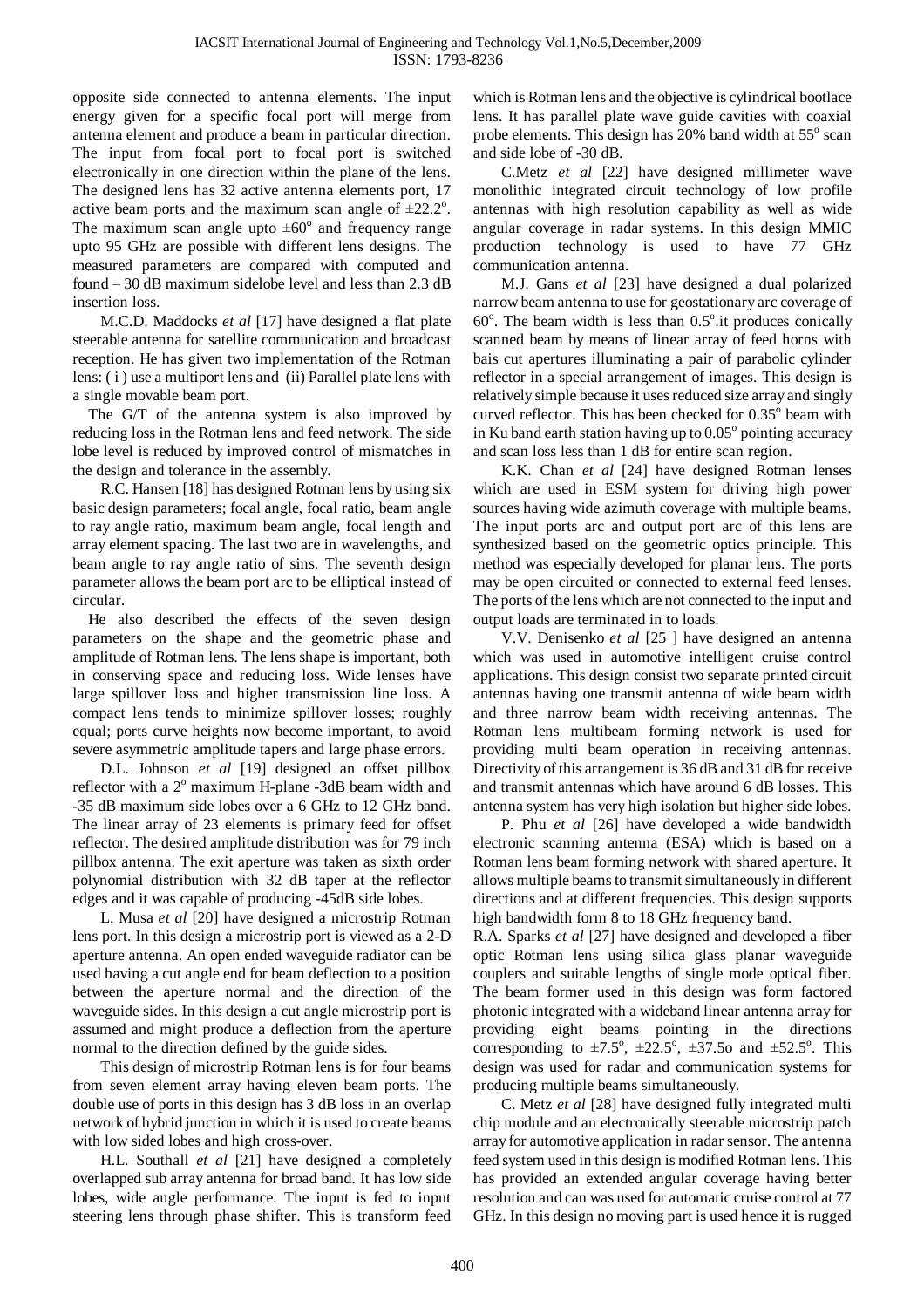opposite side connected to antenna elements. The input energy given for a specific focal port will merge from antenna element and produce a beam in particular direction. The input from focal port to focal port is switched electronically in one direction within the plane of the lens. The designed lens has 32 active antenna elements port, 17 active beam ports and the maximum scan angle of $\pm 22.2^o$. The maximum scan angle upto $\pm 60^o$ and frequency range upto 95 GHz are possible with different lens designs. The measured parameters are compared with computed and found – 30 dB maximum sidelobe level and less than 2.3 dB insertion loss.

M.C.D. Maddocks *et al* [17] have designed a flat plate steerable antenna for satellite communication and broadcast reception. He has given two implementation of the Rotman lens: ( i ) use a multiport lens and (ii) Parallel plate lens with a single movable beam port.

The G/T of the antenna system is also improved by reducing loss in the Rotman lens and feed network. The side lobe level is reduced by improved control of mismatches in the design and tolerance in the assembly.

R.C. Hansen [18] has designed Rotman lens by using six basic design parameters; focal angle, focal ratio, beam angle to ray angle ratio, maximum beam angle, focal length and array element spacing. The last two are in wavelengths, and beam angle to ray angle ratio of sins. The seventh design parameter allows the beam port arc to be elliptical instead of circular.

He also described the effects of the seven design parameters on the shape and the geometric phase and amplitude of Rotman lens. The lens shape is important, both in conserving space and reducing loss. Wide lenses have large spillover loss and higher transmission line loss. A compact lens tends to minimize spillover losses; roughly equal; ports curve heights now become important, to avoid severe asymmetric amplitude tapers and large phase errors.

D.L. Johnson *et al* [19] designed an offset pillbox reflector with a $2^o$ maximum H-plane -3dB beam width and -35 dB maximum side lobes over a 6 GHz to 12 GHz band. The linear array of 23 elements is primary feed for offset reflector. The desired amplitude distribution was for 79 inch pillbox antenna. The exit aperture was taken as sixth order polynomial distribution with 32 dB taper at the reflector edges and it was capable of producing -45dB side lobes.

L. Musa *et al* [20] have designed a microstrip Rotman lens port. In this design a microstrip port is viewed as a 2-D aperture antenna. An open ended waveguide radiator can be used having a cut angle end for beam deflection to a position between the aperture normal and the direction of the waveguide sides. In this design a cut angle microstrip port is assumed and might produce a deflection from the aperture normal to the direction defined by the guide sides.

This design of microstrip Rotman lens is for four beams from seven element array having eleven beam ports. The double use of ports in this design has 3 dB loss in an overlap network of hybrid junction in which it is used to create beams with low sided lobes and high cross-over.

H.L. Southall *et al* [21] have designed a completely overlapped sub array antenna for broad band. It has low side lobes, wide angle performance. The input is fed to input steering lens through phase shifter. This is transform feed which is Rotman lens and the objective is cylindrical bootlace lens. It has parallel plate wave guide cavities with coaxial probe elements. This design has 20% band width at $55^o$ scan and side lobe of -30 dB.

C.Metz *et al* [22] have designed millimeter wave monolithic integrated circuit technology of low profile antennas with high resolution capability as well as wide angular coverage in radar systems. In this design MMIC production technology is used to have 77 GHz communication antenna.

M.J. Gans *et al* [23] have designed a dual polarized narrow beam antenna to use for geostationary arc coverage of $60^o$. The beam width is less than $0.5^o$.it produces conically scanned beam by means of linear array of feed horns with bais cut apertures illuminating a pair of parabolic cylinder reflector in a special arrangement of images. This design is relatively simple because it uses reduced size array and singly curved reflector. This has been checked for $0.35^o$ beam with in Ku band earth station having up to $0.05^o$ pointing accuracy and scan loss less than 1 dB for entire scan region.

K.K. Chan *et al* [24] have designed Rotman lenses which are used in ESM system for driving high power sources having wide azimuth coverage with multiple beams. The input ports arc and output port arc of this lens are synthesized based on the geometric optics principle. This method was especially developed for planar lens. The ports may be open circuited or connected to external feed lenses. The ports of the lens which are not connected to the input and output loads are terminated in to loads.

V.V. Denisenko *et al* [25 ] have designed an antenna which was used in automotive intelligent cruise control applications. This design consist two separate printed circuit antennas having one transmit antenna of wide beam width and three narrow beam width receiving antennas. The Rotman lens multibeam forming network is used for providing multi beam operation in receiving antennas. Directivity of this arrangement is 36 dB and 31 dB for receive and transmit antennas which have around 6 dB losses. This antenna system has very high isolation but higher side lobes.

P. Phu *et al* [26] have developed a wide bandwidth electronic scanning antenna (ESA) which is based on a Rotman lens beam forming network with shared aperture. It allows multiple beams to transmit simultaneously in different directions and at different frequencies. This design supports high bandwidth form 8 to 18 GHz frequency band.

R.A. Sparks *et al* [27] have designed and developed a fiber optic Rotman lens using silica glass planar waveguide couplers and suitable lengths of single mode optical fiber. The beam former used in this design was form factored photonic integrated with a wideband linear antenna array for providing eight beams pointing in the directions corresponding to $\pm 7.5^o$, $\pm 22.5^o$, $\pm 37.5$o and $\pm 52.5^o$. This design was used for radar and communication systems for producing multiple beams simultaneously.

C. Metz *et al* [28] have designed fully integrated multi chip module and an electronically steerable microstrip patch array for automotive application in radar sensor. The antenna feed system used in this design is modified Rotman lens. This has provided an extended angular coverage having better resolution and can was used for automatic cruise control at 77 GHz. In this design no moving part is used hence it is rugged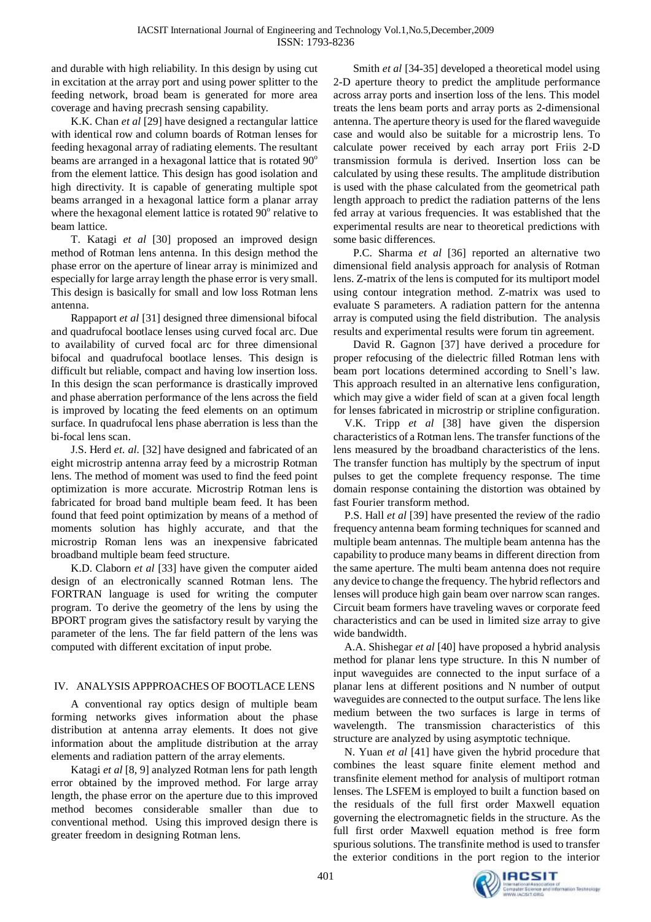and durable with high reliability. In this design by using cut in excitation at the array port and using power splitter to the feeding network, broad beam is generated for more area coverage and having precrash sensing capability.

K.K. Chan *et al* [29] have designed a rectangular lattice with identical row and column boards of Rotman lenses for feeding hexagonal array of radiating elements. The resultant beams are arranged in a hexagonal lattice that is rotated $90^o$ from the element lattice. This design has good isolation and high directivity. It is capable of generating multiple spot beams arranged in a hexagonal lattice form a planar array where the hexagonal element lattice is rotated $90^o$ relative to beam lattice.

T. Katagi *et al* [30] proposed an improved design method of Rotman lens antenna. In this design method the phase error on the aperture of linear array is minimized and especially for large array length the phase error is very small. This design is basically for small and low loss Rotman lens antenna.

Rappaport *et al* [31] designed three dimensional bifocal and quadrufocal bootlace lenses using curved focal arc. Due to availability of curved focal arc for three dimensional bifocal and quadrufocal bootlace lenses. This design is difficult but reliable, compact and having low insertion loss. In this design the scan performance is drastically improved and phase aberration performance of the lens across the field is improved by locating the feed elements on an optimum surface. In quadrufocal lens phase aberration is less than the bi-focal lens scan.

J.S. Herd *et. al.* [32] have designed and fabricated of an eight microstrip antenna array feed by a microstrip Rotman lens. The method of moment was used to find the feed point optimization is more accurate. Microstrip Rotman lens is fabricated for broad band multiple beam feed. It has been found that feed point optimization by means of a method of moments solution has highly accurate, and that the microstrip Roman lens was an inexpensive fabricated broadband multiple beam feed structure.

K.D. Claborn *et al* [33] have given the computer aided design of an electronically scanned Rotman lens. The FORTRAN language is used for writing the computer program. To derive the geometry of the lens by using the BPORT program gives the satisfactory result by varying the parameter of the lens. The far field pattern of the lens was computed with different excitation of input probe.

## IV. ANALYSIS APPPROACHES OF BOOTLACE LENS

A conventional ray optics design of multiple beam forming networks gives information about the phase distribution at antenna array elements. It does not give information about the amplitude distribution at the array elements and radiation pattern of the array elements.

Katagi *et al* [8, 9] analyzed Rotman lens for path length error obtained by the improved method. For large array length, the phase error on the aperture due to this improved method becomes considerable smaller than due to conventional method. Using this improved design there is greater freedom in designing Rotman lens.

Smith *et al* [34-35] developed a theoretical model using 2-D aperture theory to predict the amplitude performance across array ports and insertion loss of the lens. This model treats the lens beam ports and array ports as 2-dimensional antenna. The aperture theory is used for the flared waveguide case and would also be suitable for a microstrip lens. To calculate power received by each array port Friis 2-D transmission formula is derived. Insertion loss can be calculated by using these results. The amplitude distribution is used with the phase calculated from the geometrical path length approach to predict the radiation patterns of the lens fed array at various frequencies. It was established that the experimental results are near to theoretical predictions with some basic differences.

P.C. Sharma *et al* [36] reported an alternative two dimensional field analysis approach for analysis of Rotman lens. Z-matrix of the lens is computed for its multiport model using contour integration method. Z-matrix was used to evaluate S parameters. A radiation pattern for the antenna array is computed using the field distribution. The analysis results and experimental results were forum tin agreement.

David R. Gagnon [37] have derived a procedure for proper refocusing of the dielectric filled Rotman lens with beam port locations determined according to Snell's law. This approach resulted in an alternative lens configuration, which may give a wider field of scan at a given focal length for lenses fabricated in microstrip or stripline configuration.

V.K. Tripp *et al* [38] have given the dispersion characteristics of a Rotman lens. The transfer functions of the lens measured by the broadband characteristics of the lens. The transfer function has multiply by the spectrum of input pulses to get the complete frequency response. The time domain response containing the distortion was obtained by fast Fourier transform method.

P.S. Hall *et al* [39] have presented the review of the radio frequency antenna beam forming techniques for scanned and multiple beam antennas. The multiple beam antenna has the capability to produce many beams in different direction from the same aperture. The multi beam antenna does not require any device to change the frequency. The hybrid reflectors and lenses will produce high gain beam over narrow scan ranges. Circuit beam formers have traveling waves or corporate feed characteristics and can be used in limited size array to give wide bandwidth.

A.A. Shishegar *et al* [40] have proposed a hybrid analysis method for planar lens type structure. In this N number of input waveguides are connected to the input surface of a planar lens at different positions and N number of output waveguides are connected to the output surface. The lens like medium between the two surfaces is large in terms of wavelength. The transmission characteristics of this structure are analyzed by using asymptotic technique.

N. Yuan *et al* [41] have given the hybrid procedure that combines the least square finite element method and transfinite element method for analysis of multiport rotman lenses. The LSFEM is employed to built a function based on the residuals of the full first order Maxwell equation governing the electromagnetic fields in the structure. As the full first order Maxwell equation method is free form spurious solutions. The transfinite method is used to transfer the exterior conditions in the port region to the interior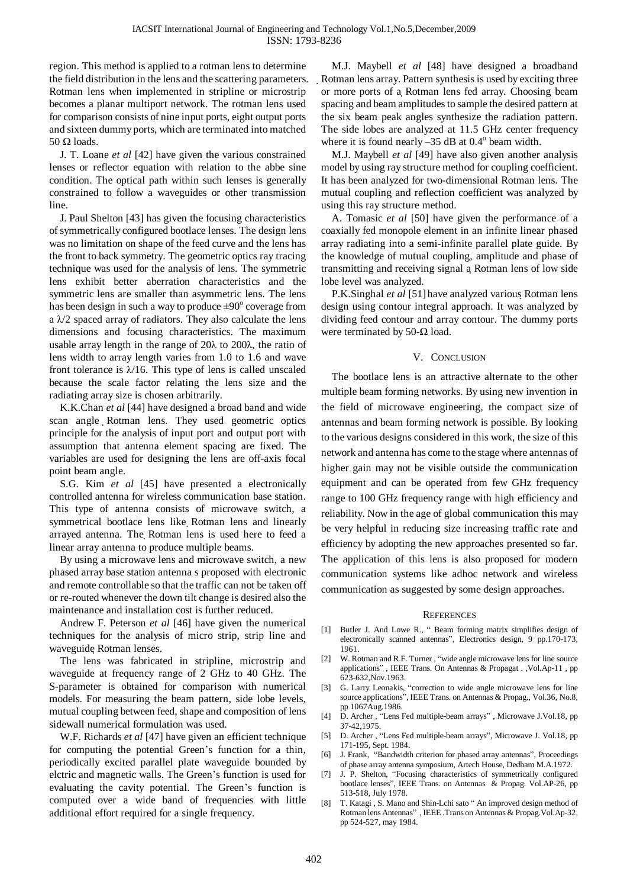region. This method is applied to a rotman lens to determine the field distribution in the lens and the scattering parameters. Rotman lens when implemented in stripline or microstrip becomes a planar multiport network. The rotman lens used for comparison consists of nine input ports, eight output ports and sixteen dummy ports, which are terminated into matched 50 Ω loads.

J. T. Loane *et al* [42] have given the various constrained lenses or reflector equation with relation to the abbe sine condition. The optical path within such lenses is generally constrained to follow a waveguides or other transmission line.

J. Paul Shelton [43] has given the focusing characteristics of symmetrically configured bootlace lenses. The design lens was no limitation on shape of the feed curve and the lens has the front to back symmetry. The geometric optics ray tracing technique was used for the analysis of lens. The symmetric lens exhibit better aberration characteristics and the symmetric lens are smaller than asymmetric lens. The lens has been design in such a way to produce $\pm 90^o$ coverage from a $\lambda/2$ spaced array of radiators. They also calculate the lens dimensions and focusing characteristics. The maximum usable array length in the range of $20\lambda$ to $200\lambda$, the ratio of lens width to array length varies from 1.0 to 1.6 and wave front tolerance is $\lambda/16$. This type of lens is called unscaled because the scale factor relating the lens size and the radiating array size is chosen arbitrarily.

K.K.Chan *et al* [44] have designed a broad band and wide scan angle Rotman lens. They used geometric optics principle for the analysis of input port and output port with assumption that antenna element spacing are fixed. The variables are used for designing the lens are off-axis focal point beam angle.

S.G. Kim *et al* [45] have presented a electronically controlled antenna for wireless communication base station. This type of antenna consists of microwave switch, a symmetrical bootlace lens like Rotman lens and linearly arrayed antenna. The Rotman lens is used here to feed a linear array antenna to produce multiple beams.

By using a microwave lens and microwave switch, a new phased array base station antenna s proposed with electronic and remote controllable so that the traffic can not be taken off or re-routed whenever the down tilt change is desired also the maintenance and installation cost is further reduced.

Andrew F. Peterson *et al* [46] have given the numerical techniques for the analysis of micro strip, strip line and waveguide Rotman lenses.

The lens was fabricated in stripline, microstrip and waveguide at frequency range of 2 GHz to 40 GHz. The S-parameter is obtained for comparison with numerical models. For measuring the beam pattern, side lobe levels, mutual coupling between feed, shape and composition of lens sidewall numerical formulation was used.

W.F. Richards *et al* [47] have given an efficient technique for computing the potential Green's function for a thin, periodically excited parallel plate waveguide bounded by elctric and magnetic walls. The Green's function is used for evaluating the cavity potential. The Green's function is computed over a wide band of frequencies with little additional effort required for a single frequency.

M.J. Maybell *et al* [48] have designed a broadband Rotman lens array. Pattern synthesis is used by exciting three or more ports of a Rotman lens fed array. Choosing beam spacing and beam amplitudes to sample the desired pattern at the six beam peak angles synthesize the radiation pattern. The side lobes are analyzed at 11.5 GHz center frequency where it is found nearly –35 dB at $0.4^o$ beam width.

M.J. Maybell *et al* [49] have also given another analysis model by using ray structure method for coupling coefficient. It has been analyzed for two-dimensional Rotman lens. The mutual coupling and reflection coefficient was analyzed by using this ray structure method.

A. Tomasic *et al* [50] have given the performance of a coaxially fed monopole element in an infinite linear phased array radiating into a semi-infinite parallel plate guide. By the knowledge of mutual coupling, amplitude and phase of transmitting and receiving signal a Rotman lens of low side lobe level was analyzed.

P.K.Singhal *et al* [51] have analyzed various Rotman lens design using contour integral approach. It was analyzed by dividing feed contour and array contour. The dummy ports were terminated by 50-Ω load.

## V. Conclusion

The bootlace lens is an attractive alternate to the other multiple beam forming networks. By using new invention in the field of microwave engineering, the compact size of antennas and beam forming network is possible. By looking to the various designs considered in this work, the size of this network and antenna has come to the stage where antennas of higher gain may not be visible outside the communication equipment and can be operated from few GHz frequency range to 100 GHz frequency range with high efficiency and reliability. Now in the age of global communication this may be very helpful in reducing size increasing traffic rate and efficiency by adopting the new approaches presented so far. The application of this lens is also proposed for modern communication systems like adhoc network and wireless communication as suggested by some design approaches.

## References

[1] Butler J. And Lowe R., " Beam forming matrix simplifies design of electronically scanned antennas", Electronics design, 9 pp.170-173, 1961.

[2] W. Rotman and R.F. Turner , "wide angle microwave lens for line source applications" , IEEE Trans. On Antennas & Propagat . ,Vol.Ap-11 , pp 623-632,Nov.1963.

[3] G. Larry Leonakis, "correction to wide angle microwave lens for line source applications", IEEE Trans. on Antennas & Propag., Vol.36, No.8, pp 1067Aug.1986.

[4] D. Archer , "Lens Fed multiple-beam arrays" , Microwave J.Vol.18, pp 37-42,1975.

[5] D. Archer , "Lens Fed multiple-beam arrays", Microwave J. Vol.18, pp 171-195, Sept. 1984.

[6] J. Frank, "Bandwidth criterion for phased array antennas", Proceedings of phase array antenna symposium, Artech House, Dedham M.A.1972.

[7] J. P. Shelton, "Focusing characteristics of symmetrically configured bootlace lenses", IEEE Trans. on Antennas & Propag. Vol.AP-26, pp 513-518, July 1978.

[8] T. Katagi , S. Mano and Shin-Lchi sato " An improved design method of Rotman lens Antennas" , IEEE .Trans on Antennas & Propag.Vol.Ap-32, pp 524-527, may 1984.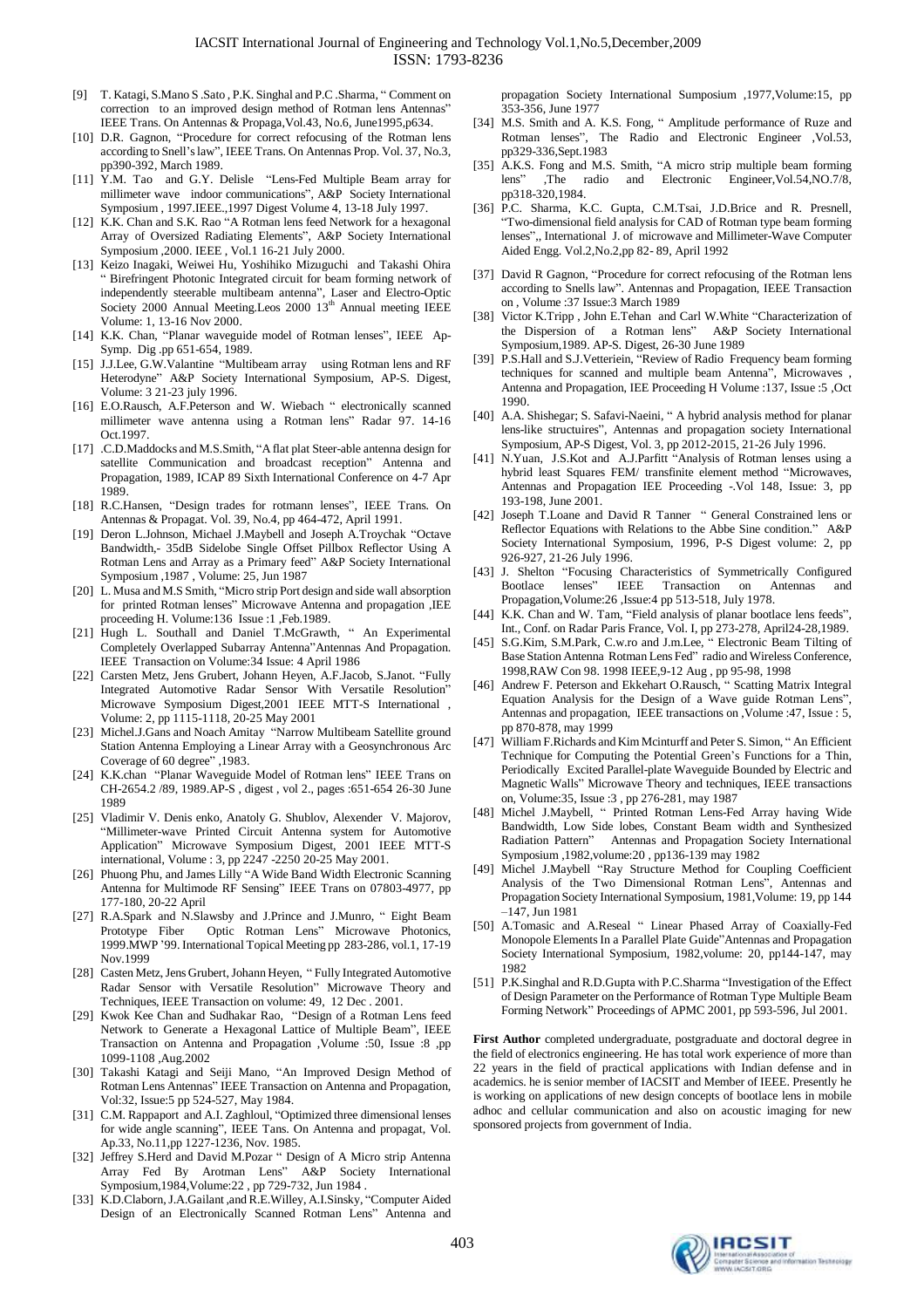[9] T. Katagi, S.Mano S .Sato , P.K. Singhal and P.C .Sharma, " Comment on correction to an improved design method of Rotman lens Antennas" IEEE Trans. On Antennas & Propaga,Vol.43, No.6, June1995,p634.

[10] D.R. Gagnon, "Procedure for correct refocusing of the Rotman lens according to Snell's law", IEEE Trans. On Antennas Prop. Vol. 37, No.3, pp390-392, March 1989.

[11] Y.M. Tao and G.Y. Delisle "Lens-Fed Multiple Beam array for millimeter wave indoor communications", A&P Society International Symposium , 1997.IEEE.,1997 Digest Volume 4, 13-18 July 1997.

[12] K.K. Chan and S.K. Rao "A Rotman lens feed Network for a hexagonal Array of Oversized Radiating Elements", A&P Society International Symposium ,2000. IEEE , Vol.1 16-21 July 2000.

[13] Keizo Inagaki, Weiwei Hu, Yoshihiko Mizuguchi and Takashi Ohira " Birefringent Photonic Integrated circuit for beam forming network of independently steerable multibeam antenna", Laser and Electro-Optic Society 2000 Annual Meeting.Leos 2000 13th Annual meeting IEEE Volume: 1, 13-16 Nov 2000.

[14] K.K. Chan, "Planar waveguide model of Rotman lenses", IEEE Ap-Symp. Dig .pp 651-654, 1989.

[15] J.J.Lee, G.W.Valantine "Multibeam array using Rotman lens and RF Heterodyne" A&P Society International Symposium, AP-S. Digest, Volume: 3 21-23 july 1996.

[16] E.O.Rausch, A.F.Peterson and W. Wiebach " electronically scanned millimeter wave antenna using a Rotman lens" Radar 97. 14-16 Oct.1997.

[17] .C.D.Maddocks and M.S.Smith, "A flat plat Steer-able antenna design for satellite Communication and broadcast reception" Antenna and Propagation, 1989, ICAP 89 Sixth International Conference on 4-7 Apr 1989.

[18] R.C.Hansen, "Design trades for rotmann lenses", IEEE Trans. On Antennas & Propagat. Vol. 39, No.4, pp 464-472, April 1991.

[19] Deron L.Johnson, Michael J.Maybell and Joseph A.Troychak "Octave Bandwidth,- 35dB Sidelobe Single Offset Pillbox Reflector Using A Rotman Lens and Array as a Primary feed" A&P Society International Symposium ,1987 , Volume: 25, Jun 1987

[20] L. Musa and M.S Smith, "Micro strip Port design and side wall absorption for printed Rotman lenses" Microwave Antenna and propagation ,IEE proceeding H. Volume:136 Issue :1 ,Feb.1989.

[21] Hugh L. Southall and Daniel T.McGrawth, " An Experimental Completely Overlapped Subarray Antenna"Antennas And Propagation. IEEE Transaction on Volume:34 Issue: 4 April 1986

[22] Carsten Metz, Jens Grubert, Johann Heyen, A.F.Jacob, S.Janot. "Fully Integrated Automotive Radar Sensor With Versatile Resolution" Microwave Symposium Digest,2001 IEEE MTT-S International , Volume: 2, pp 1115-1118, 20-25 May 2001

[23] Michel.J.Gans and Noach Amitay "Narrow Multibeam Satellite ground Station Antenna Employing a Linear Array with a Geosynchronous Arc Coverage of 60 degree" ,1983.

[24] K.K.chan "Planar Waveguide Model of Rotman lens" IEEE Trans on CH-2654.2 /89, 1989.AP-S , digest , vol 2., pages :651-654 26-30 June 1989

[25] Vladimir V. Denis enko, Anatoly G. Shublov, Alexender V. Majorov, "Millimeter-wave Printed Circuit Antenna system for Automotive Application" Microwave Symposium Digest, 2001 IEEE MTT-S international, Volume : 3, pp 2247 -2250 20-25 May 2001.

[26] Phuong Phu, and James Lilly "A Wide Band Width Electronic Scanning Antenna for Multimode RF Sensing" IEEE Trans on 07803-4977, pp 177-180, 20-22 April

[27] R.A.Spark and N.Slawsby and J.Prince and J.Munro, " Eight Beam Prototype Fiber Optic Rotman Lens" Microwave Photonics, 1999.MWP '99. International Topical Meeting pp 283-286, vol.1, 17-19 Nov.1999

[28] Casten Metz, Jens Grubert, Johann Heyen, " Fully Integrated Automotive Radar Sensor with Versatile Resolution" Microwave Theory and Techniques, IEEE Transaction on volume: 49, 12 Dec . 2001.

[29] Kwok Kee Chan and Sudhakar Rao, "Design of a Rotman Lens feed Network to Generate a Hexagonal Lattice of Multiple Beam", IEEE Transaction on Antenna and Propagation ,Volume :50, Issue :8 ,pp 1099-1108 ,Aug.2002

[30] Takashi Katagi and Seiji Mano, "An Improved Design Method of Rotman Lens Antennas" IEEE Transaction on Antenna and Propagation, Vol:32, Issue:5 pp 524-527, May 1984.

[31] C.M. Rappaport and A.I. Zaghloul, "Optimized three dimensional lenses for wide angle scanning", IEEE Tans. On Antenna and propagat, Vol. Ap.33, No.11,pp 1227-1236, Nov. 1985.

[32] Jeffrey S.Herd and David M.Pozar " Design of A Micro strip Antenna Array Fed By Arotman Lens" A&P Society International Symposium,1984,Volume:22 , pp 729-732, Jun 1984 .

[33] K.D.Claborn, J.A.Gailant ,and R.E.Willey, A.I.Sinsky, "Computer Aided Design of an Electronically Scanned Rotman Lens" Antenna and propagation Society International Sumposium ,1977,Volume:15, pp 353-356, June 1977

[34] M.S. Smith and A. K.S. Fong, " Amplitude performance of Ruze and Rotman lenses", The Radio and Electronic Engineer ,Vol.53, pp329-336,Sept.1983

[35] A.K.S. Fong and M.S. Smith, "A micro strip multiple beam forming lens" ,The radio and Electronic Engineer,Vol.54,NO.7/8, pp318-320,1984.

[36] P.C. Sharma, K.C. Gupta, C.M.Tsai, J.D.Brice and R. Presnell, "Two-dimensional field analysis for CAD of Rotman type beam forming lenses",, International J. of microwave and Millimeter-Wave Computer Aided Engg. Vol.2,No.2,pp 82- 89, April 1992

[37] David R Gagnon, "Procedure for correct refocusing of the Rotman lens according to Snells law". Antennas and Propagation, IEEE Transaction on , Volume :37 Issue:3 March 1989

[38] Victor K.Tripp , John E.Tehan and Carl W.White "Characterization of the Dispersion of a Rotman lens" A&P Society International Symposium,1989. AP-S. Digest, 26-30 June 1989

[39] P.S.Hall and S.J.Vetteriein, "Review of Radio Frequency beam forming techniques for scanned and multiple beam Antenna", Microwaves , Antenna and Propagation, IEE Proceeding H Volume :137, Issue :5 ,Oct 1990.

[40] A.A. Shishegar; S. Safavi-Naeini, " A hybrid analysis method for planar lens-like structuires", Antennas and propagation society International Symposium, AP-S Digest, Vol. 3, pp 2012-2015, 21-26 July 1996.

[41] N.Yuan, J.S.Kot and A.J.Parfitt "Analysis of Rotman lenses using a hybrid least Squares FEM/ transfinite element method "Microwaves, Antennas and Propagation IEE Proceeding -.Vol 148, Issue: 3, pp 193-198, June 2001.

[42] Joseph T.Loane and David R Tanner " General Constrained lens or Reflector Equations with Relations to the Abbe Sine condition." A&P Society International Symposium, 1996, P-S Digest volume: 2, pp 926-927, 21-26 July 1996.

[43] J. Shelton "Focusing Characteristics of Symmetrically Configured Bootlace lenses" IEEE Transaction on Antennas and Propagation,Volume:26 ,Issue:4 pp 513-518, July 1978.

[44] K.K. Chan and W. Tam, "Field analysis of planar bootlace lens feeds", Int., Conf. on Radar Paris France, Vol. I, pp 273-278, April24-28,1989.

[45] S.G.Kim, S.M.Park, C.w.ro and J.m.Lee, " Electronic Beam Tilting of Base Station Antenna Rotman Lens Fed" radio and Wireless Conference, 1998,RAW Con 98. 1998 IEEE,9-12 Aug , pp 95-98, 1998

[46] Andrew F. Peterson and Ekkehart O.Rausch, " Scatting Matrix Integral Equation Analysis for the Design of a Wave guide Rotman Lens", Antennas and propagation, IEEE transactions on ,Volume :47, Issue : 5, pp 870-878, may 1999

[47] William F.Richards and Kim Mcinturff and Peter S. Simon, " An Efficient Technique for Computing the Potential Green's Functions for a Thin, Periodically Excited Parallel-plate Waveguide Bounded by Electric and Magnetic Walls" Microwave Theory and techniques, IEEE transactions on, Volume:35, Issue :3 , pp 276-281, may 1987

[48] Michel J.Maybell, " Printed Rotman Lens-Fed Array having Wide Bandwidth, Low Side lobes, Constant Beam width and Synthesized Radiation Pattern" Antennas and Propagation Society International Symposium ,1982,volume:20 , pp136-139 may 1982

[49] Michel J.Maybell "Ray Structure Method for Coupling Coefficient Analysis of the Two Dimensional Rotman Lens", Antennas and Propagation Society International Symposium, 1981,Volume: 19, pp 144 –147, Jun 1981

[50] A.Tomasic and A.Reseal " Linear Phased Array of Coaxially-Fed Monopole Elements In a Parallel Plate Guide"Antennas and Propagation Society International Symposium, 1982,volume: 20, pp144-147, may 1982

[51] P.K.Singhal and R.D.Gupta with P.C.Sharma "Investigation of the Effect of Design Parameter on the Performance of Rotman Type Multiple Beam Forming Network" Proceedings of APMC 2001, pp 593-596, Jul 2001.

**First Author** completed undergraduate, postgraduate and doctoral degree in the field of electronics engineering. He has total work experience of more than 22 years in the field of practical applications with Indian defense and in academics. he is senior member of IACSIT and Member of IEEE. Presently he is working on applications of new design concepts of bootlace lens in mobile adhoc and cellular communication and also on acoustic imaging for new sponsored projects from government of India.